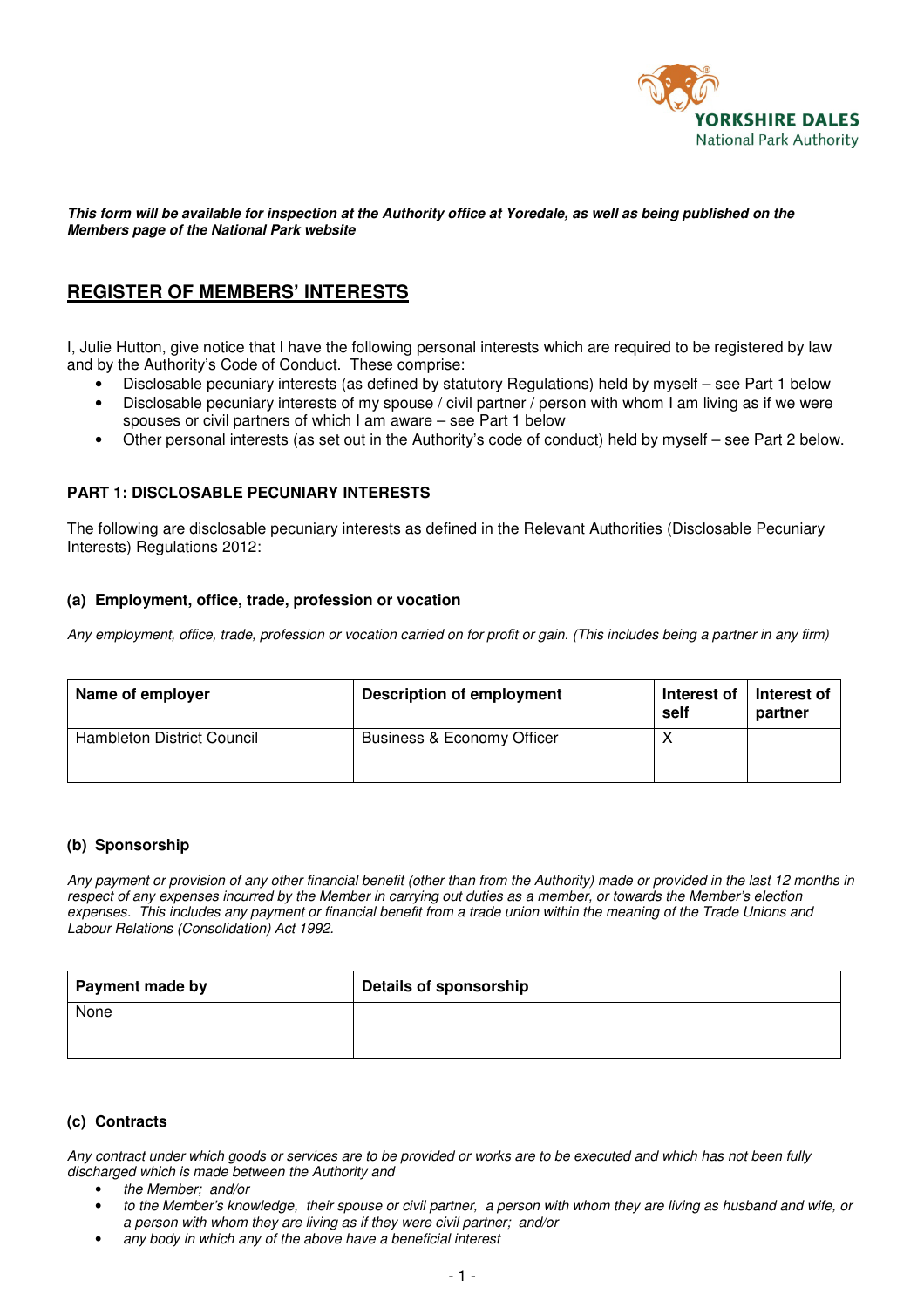*This form will be available for inspection at the Authority office at Yoredale, as well as being published on the Members page of the National Park website*

# REGISTER OF MEMBERS' INTERESTS

I, Julie Hutton, give notice that I have the following personal interests which are required to be registered by law and by the Authority's Code of Conduct. These comprise:

- Disclosable pecuniary interests (as defined by statutory Regulations) held by myself – see Part 1 below
- Disclosable pecuniary interests of my spouse / civil partner / person with whom I am living as if we were spouses or civil partners of which I am aware – see Part 1 below
- Other personal interests (as set out in the Authority's code of conduct) held by myself – see Part 2 below.

## PART 1: DISCLOSABLE PECUNIARY INTERESTS

The following are disclosable pecuniary interests as defined in the Relevant Authorities (Disclosable Pecuniary Interests) Regulations 2012:

### (a) Employment, office, trade, profession or vocation

*Any employment, office, trade, profession or vocation carried on for profit or gain. (This includes being a partner in any firm)*

| Name of employer | Description of employment | Interest of self | Interest of partner |
|---|---|---|---|
| Hambleton District Council | Business & Economy Officer | X | |

### (b) Sponsorship

*Any payment or provision of any other financial benefit (other than from the Authority) made or provided in the last 12 months in respect of any expenses incurred by the Member in carrying out duties as a member, or towards the Member's election expenses. This includes any payment or financial benefit from a trade union within the meaning of the Trade Unions and Labour Relations (Consolidation) Act 1992.*

| Payment made by | Details of sponsorship |
|---|---|
| None | |

### (c) Contracts

*Any contract under which goods or services are to be provided or works are to be executed and which has not been fully discharged which is made between the Authority and*

- *the Member; and/or*
- *to the Member's knowledge, their spouse or civil partner, a person with whom they are living as husband and wife, or a person with whom they are living as if they were civil partner; and/or*
- *any body in which any of the above have a beneficial interest*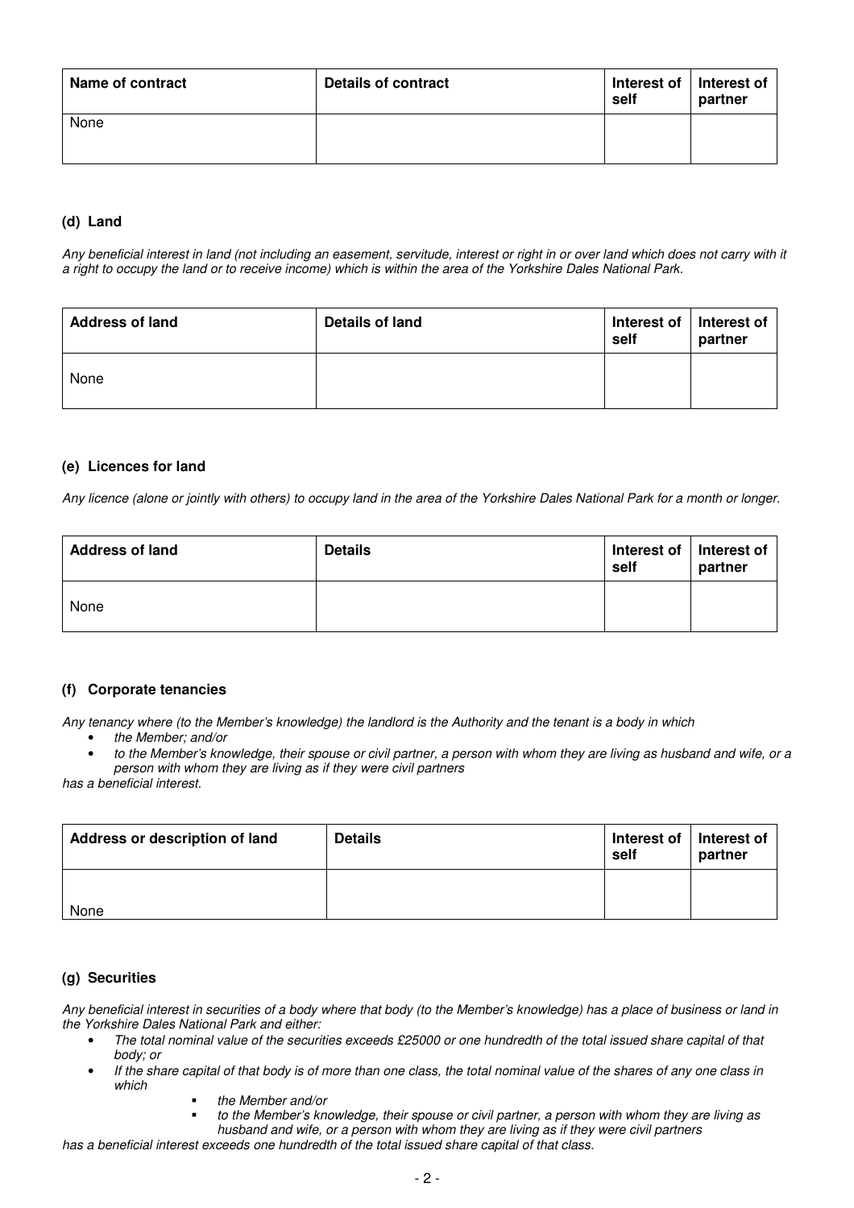| Name of contract | Details of contract | Interest of self | Interest of partner |
|---|---|---|---|
| None | | | |

### (d) Land

*Any beneficial interest in land (not including an easement, servitude, interest or right in or over land which does not carry with it a right to occupy the land or to receive income) which is within the area of the Yorkshire Dales National Park.*

| Address of land | Details of land | Interest of self | Interest of partner |
|---|---|---|---|
| None | | | |

### (e) Licences for land

*Any licence (alone or jointly with others) to occupy land in the area of the Yorkshire Dales National Park for a month or longer.*

| Address of land | Details | Interest of self | Interest of partner |
|---|---|---|---|
| None | | | |

### (f) Corporate tenancies

*Any tenancy where (to the Member's knowledge) the landlord is the Authority and the tenant is a body in which*

- *the Member; and/or*
- *to the Member's knowledge, their spouse or civil partner, a person with whom they are living as husband and wife, or a person with whom they are living as if they were civil partners*

*has a beneficial interest.*

| Address or description of land | Details | Interest of self | Interest of partner |
|---|---|---|---|
| None | | | |

### (g) Securities

*Any beneficial interest in securities of a body where that body (to the Member's knowledge) has a place of business or land in the Yorkshire Dales National Park and either:*

- *The total nominal value of the securities exceeds £25000 or one hundredth of the total issued share capital of that body; or*
- *If the share capital of that body is of more than one class, the total nominal value of the shares of any one class in which*
  - *the Member and/or*
  - *to the Member's knowledge, their spouse or civil partner, a person with whom they are living as husband and wife, or a person with whom they are living as if they were civil partners*

*has a beneficial interest exceeds one hundredth of the total issued share capital of that class.*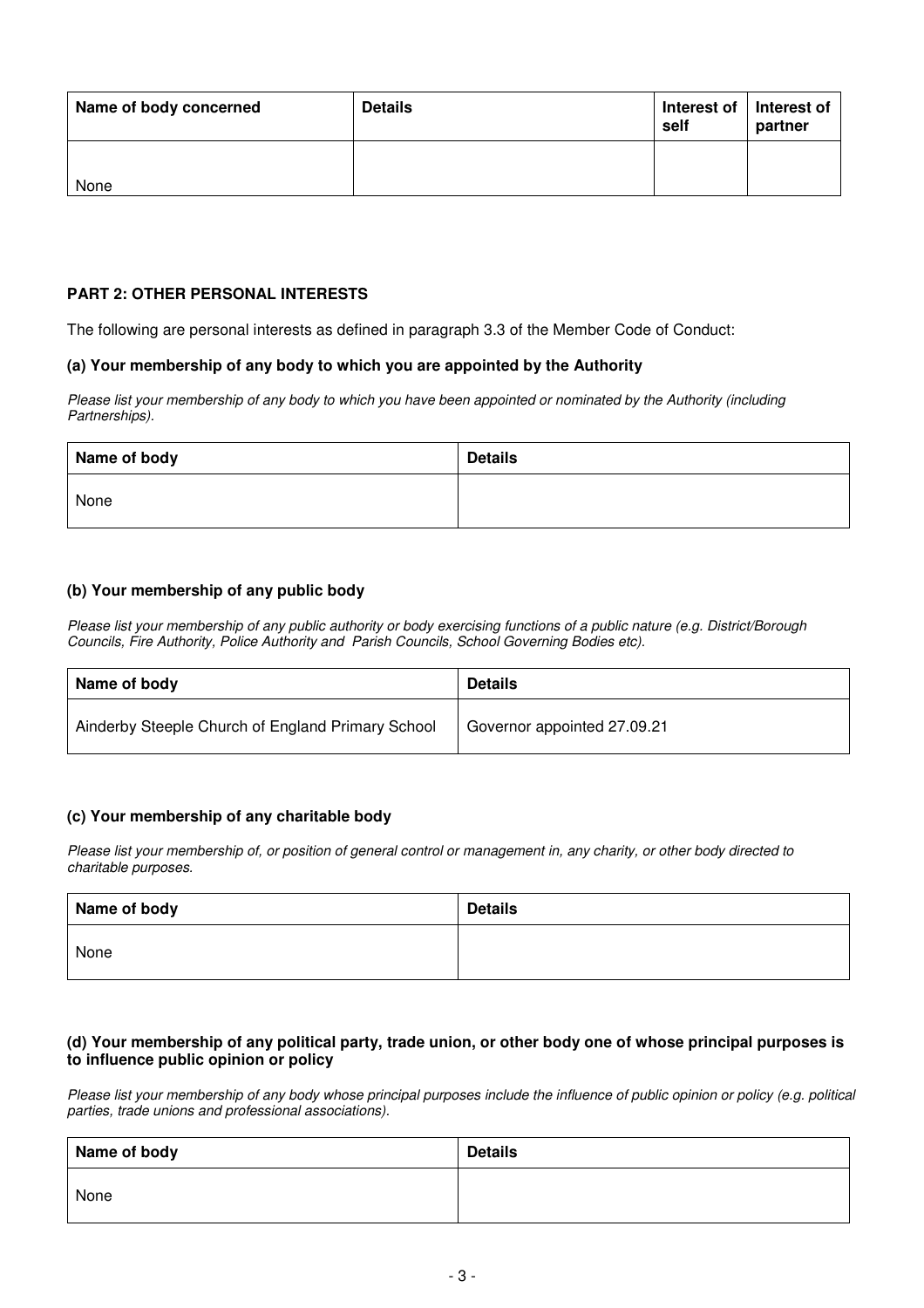| Name of body concerned | Details | Interest of self | Interest of partner |
| --- | --- | --- | --- |
| None | | | |

**PART 2: OTHER PERSONAL INTERESTS**

The following are personal interests as defined in paragraph 3.3 of the Member Code of Conduct:

**(a) Your membership of any body to which you are appointed by the Authority**

*Please list your membership of any body to which you have been appointed or nominated by the Authority (including Partnerships).*

| Name of body | Details |
| --- | --- |
| None | |

**(b) Your membership of any public body**

*Please list your membership of any public authority or body exercising functions of a public nature (e.g. District/Borough Councils, Fire Authority, Police Authority and Parish Councils, School Governing Bodies etc).*

| Name of body | Details |
| --- | --- |
| Ainderby Steeple Church of England Primary School | Governor appointed 27.09.21 |

**(c) Your membership of any charitable body**

*Please list your membership of, or position of general control or management in, any charity, or other body directed to charitable purposes.*

| Name of body | Details |
| --- | --- |
| None | |

**(d) Your membership of any political party, trade union, or other body one of whose principal purposes is to influence public opinion or policy**

*Please list your membership of any body whose principal purposes include the influence of public opinion or policy (e.g. political parties, trade unions and professional associations).*

| Name of body | Details |
| --- | --- |
| None | |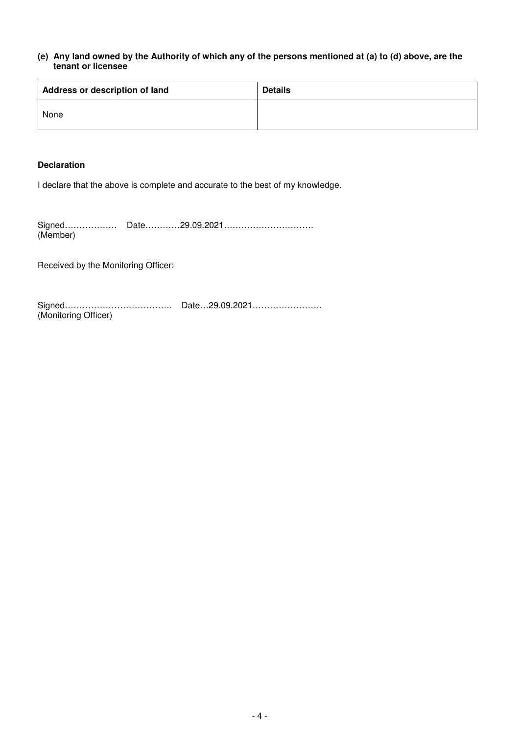**(e) Any land owned by the Authority of which any of the persons mentioned at (a) to (d) above, are the tenant or licensee**

| Address or description of land | Details |
| --- | --- |
| None | |

**Declaration**

I declare that the above is complete and accurate to the best of my knowledge.

Signed……………… Date…………29.09.2021………………………….
(Member)

Received by the Monitoring Officer:

Signed………………………………. Date…29.09.2021……………………
(Monitoring Officer)